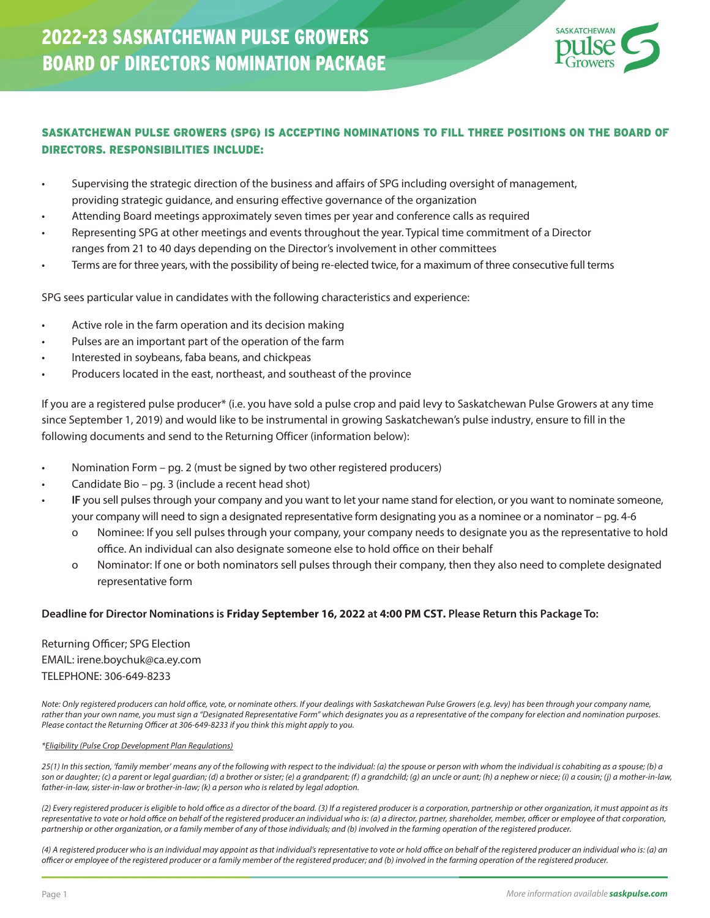# 2022-23 SASKATCHEWAN PULSE GROWERS BOARD OF DIRECTORS NOMINATION PACKAGE

## SASKATCHEWAN PULSE GROWERS (SPG) IS ACCEPTING NOMINATIONS TO FILL THREE POSITIONS ON THE BOARD OF DIRECTORS. RESPONSIBILITIES INCLUDE:

- Supervising the strategic direction of the business and affairs of SPG including oversight of management, providing strategic guidance, and ensuring effective governance of the organization
- Attending Board meetings approximately seven times per year and conference calls as required
- Representing SPG at other meetings and events throughout the year. Typical time commitment of a Director ranges from 21 to 40 days depending on the Director's involvement in other committees
- Terms are for three years, with the possibility of being re-elected twice, for a maximum of three consecutive full terms

SPG sees particular value in candidates with the following characteristics and experience:

- Active role in the farm operation and its decision making
- Pulses are an important part of the operation of the farm
- Interested in soybeans, faba beans, and chickpeas
- Producers located in the east, northeast, and southeast of the province

If you are a registered pulse producer* (i.e. you have sold a pulse crop and paid levy to Saskatchewan Pulse Growers at any time since September 1, 2019) and would like to be instrumental in growing Saskatchewan's pulse industry, ensure to fill in the following documents and send to the Returning Officer (information below):

- Nomination Form – pg. 2 (must be signed by two other registered producers)
- Candidate Bio – pg. 3 (include a recent head shot)
- **IF** you sell pulses through your company and you want to let your name stand for election, or you want to nominate someone, your company will need to sign a designated representative form designating you as a nominee or a nominator – pg. 4-6
  - Nominee: If you sell pulses through your company, your company needs to designate you as the representative to hold office. An individual can also designate someone else to hold office on their behalf
  - Nominator: If one or both nominators sell pulses through their company, then they also need to complete designated representative form

**Deadline for Director Nominations is Friday September 16, 2022 at 4:00 PM CST. Please Return this Package To:**

Returning Officer; SPG Election
EMAIL: irene.boychuk@ca.ey.com
TELEPHONE: 306-649-8233

*Note: Only registered producers can hold office, vote, or nominate others. If your dealings with Saskatchewan Pulse Growers (e.g. levy) has been through your company name, rather than your own name, you must sign a "Designated Representative Form" which designates you as a representative of the company for election and nomination purposes. Please contact the Returning Officer at 306-649-8233 if you think this might apply to you.*

*\*Eligibility (Pulse Crop Development Plan Regulations)*

*25(1) In this section, 'family member' means any of the following with respect to the individual: (a) the spouse or person with whom the individual is cohabiting as a spouse; (b) a son or daughter; (c) a parent or legal guardian; (d) a brother or sister; (e) a grandparent; (f) a grandchild; (g) an uncle or aunt; (h) a nephew or niece; (i) a cousin; (j) a mother-in-law, father-in-law, sister-in-law or brother-in-law; (k) a person who is related by legal adoption.*

*(2) Every registered producer is eligible to hold office as a director of the board. (3) If a registered producer is a corporation, partnership or other organization, it must appoint as its representative to vote or hold office on behalf of the registered producer an individual who is: (a) a director, partner, shareholder, member, officer or employee of that corporation, partnership or other organization, or a family member of any of those individuals; and (b) involved in the farming operation of the registered producer.*

*(4) A registered producer who is an individual may appoint as that individual's representative to vote or hold office on behalf of the registered producer an individual who is: (a) an officer or employee of the registered producer or a family member of the registered producer; and (b) involved in the farming operation of the registered producer.*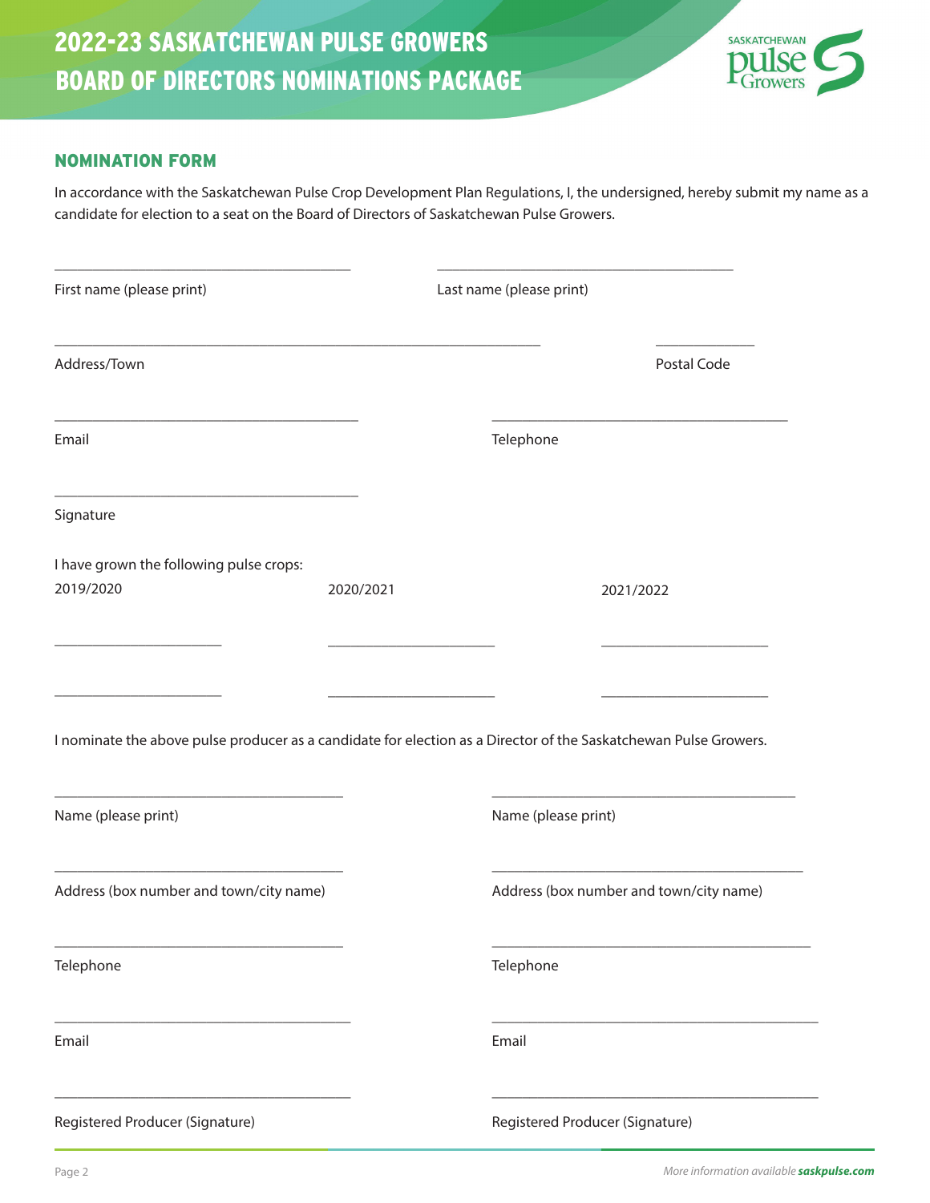# 2022-23 SASKATCHEWAN PULSE GROWERS BOARD OF DIRECTORS NOMINATIONS PACKAGE

## NOMINATION FORM

In accordance with the Saskatchewan Pulse Crop Development Plan Regulations, I, the undersigned, hereby submit my name as a candidate for election to a seat on the Board of Directors of Saskatchewan Pulse Growers.

\_\_\_\_\_\_\_\_\_\_\_\_\_\_\_\_\_\_\_\_\_\_\_\_\_\_\_\_\_\_\_\_\_\_\_\_\_\_\_\_ \_\_\_\_\_\_\_\_\_\_\_\_\_\_\_\_\_\_\_\_\_\_\_\_\_\_\_\_\_\_\_\_\_\_\_\_\_\_\_\_

First name (please print) Last name (please print)

\_\_\_\_\_\_\_\_\_\_\_\_\_\_\_\_\_\_\_\_\_\_\_\_\_\_\_\_\_\_\_\_\_\_\_\_\_\_\_\_\_\_\_\_\_\_\_\_\_\_\_\_\_\_\_\_\_\_\_\_\_\_\_\_ \_\_\_\_\_\_\_\_\_\_\_\_\_\_

Address/Town Postal Code

\_\_\_\_\_\_\_\_\_\_\_\_\_\_\_\_\_\_\_\_\_\_\_\_\_\_\_\_\_\_\_\_\_\_\_\_\_\_\_\_ \_\_\_\_\_\_\_\_\_\_\_\_\_\_\_\_\_\_\_\_\_\_\_\_\_\_\_\_\_\_\_\_\_\_\_\_\_\_\_\_

Email Telephone

\_\_\_\_\_\_\_\_\_\_\_\_\_\_\_\_\_\_\_\_\_\_\_\_\_\_\_\_\_\_\_\_\_\_\_\_\_\_\_\_

Signature

I have grown the following pulse crops:

| 2019/2020 | 2020/2021 | 2021/2022 |
|---|---|---|
| \_\_\_\_\_\_\_\_\_\_\_\_\_\_\_\_\_\_\_\_ | \_\_\_\_\_\_\_\_\_\_\_\_\_\_\_\_\_\_\_\_ | \_\_\_\_\_\_\_\_\_\_\_\_\_\_\_\_\_\_\_\_ |
| \_\_\_\_\_\_\_\_\_\_\_\_\_\_\_\_\_\_\_\_ | \_\_\_\_\_\_\_\_\_\_\_\_\_\_\_\_\_\_\_\_ | \_\_\_\_\_\_\_\_\_\_\_\_\_\_\_\_\_\_\_\_ |

I nominate the above pulse producer as a candidate for election as a Director of the Saskatchewan Pulse Growers.

| Nominator 1 | Nominator 2 |
|---|---|
| \_\_\_\_\_\_\_\_\_\_\_\_\_\_\_\_\_\_\_\_\_\_\_\_\_\_\_\_\_\_\_\_\_\_\_\_\_\_ | \_\_\_\_\_\_\_\_\_\_\_\_\_\_\_\_\_\_\_\_\_\_\_\_\_\_\_\_\_\_\_\_\_\_\_\_\_\_ |
| Name (please print) | Name (please print) |
| \_\_\_\_\_\_\_\_\_\_\_\_\_\_\_\_\_\_\_\_\_\_\_\_\_\_\_\_\_\_\_\_\_\_\_\_\_\_ | \_\_\_\_\_\_\_\_\_\_\_\_\_\_\_\_\_\_\_\_\_\_\_\_\_\_\_\_\_\_\_\_\_\_\_\_\_\_ |
| Address (box number and town/city name) | Address (box number and town/city name) |
| \_\_\_\_\_\_\_\_\_\_\_\_\_\_\_\_\_\_\_\_\_\_\_\_\_\_\_\_\_\_\_\_\_\_\_\_\_\_ | \_\_\_\_\_\_\_\_\_\_\_\_\_\_\_\_\_\_\_\_\_\_\_\_\_\_\_\_\_\_\_\_\_\_\_\_\_\_ |
| Telephone | Telephone |
| \_\_\_\_\_\_\_\_\_\_\_\_\_\_\_\_\_\_\_\_\_\_\_\_\_\_\_\_\_\_\_\_\_\_\_\_\_\_ | \_\_\_\_\_\_\_\_\_\_\_\_\_\_\_\_\_\_\_\_\_\_\_\_\_\_\_\_\_\_\_\_\_\_\_\_\_\_ |
| Email | Email |
| \_\_\_\_\_\_\_\_\_\_\_\_\_\_\_\_\_\_\_\_\_\_\_\_\_\_\_\_\_\_\_\_\_\_\_\_\_\_ | \_\_\_\_\_\_\_\_\_\_\_\_\_\_\_\_\_\_\_\_\_\_\_\_\_\_\_\_\_\_\_\_\_\_\_\_\_\_ |
| Registered Producer (Signature) | Registered Producer (Signature) |

*More information available* ***saskpulse.com***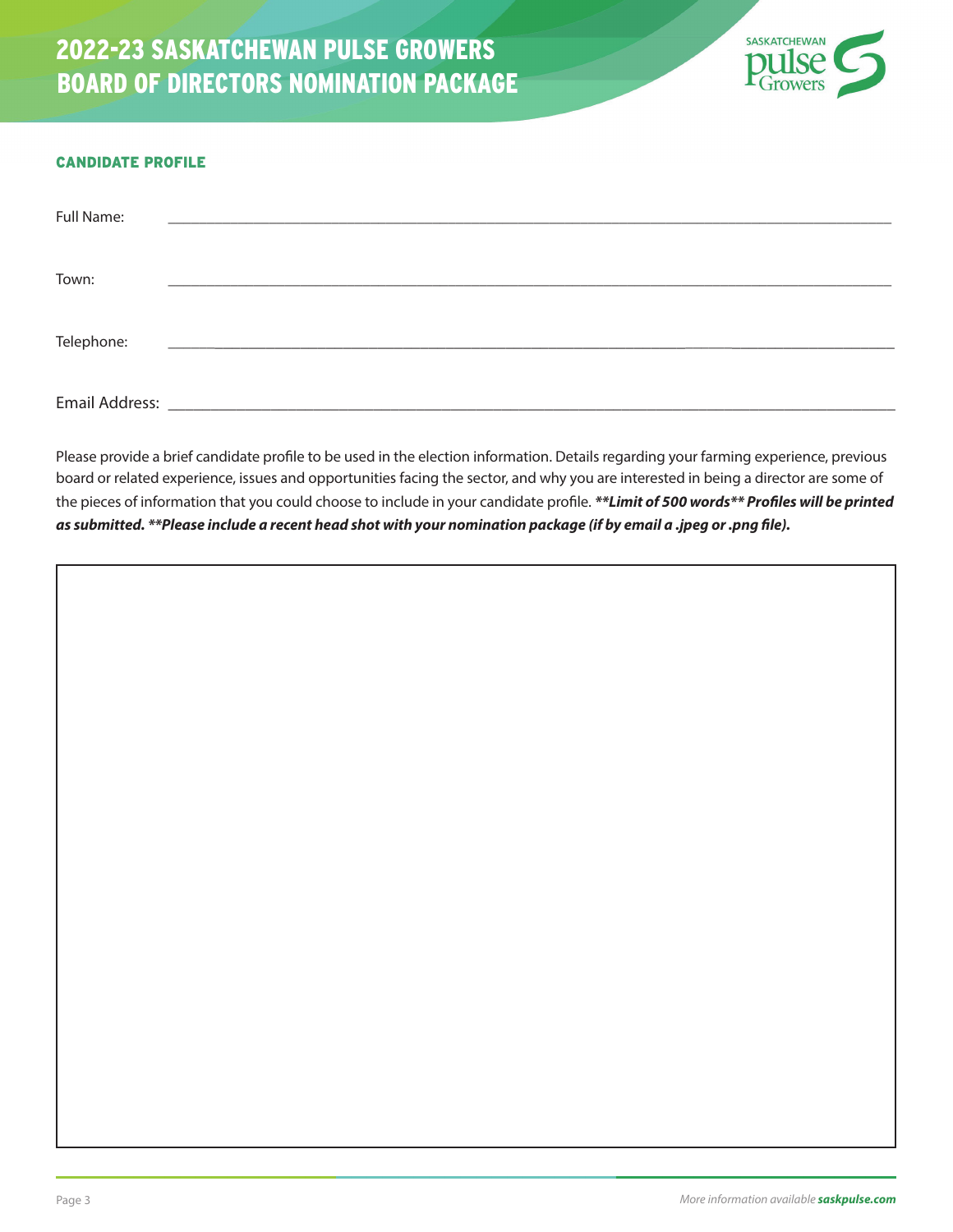# 2022-23 SASKATCHEWAN PULSE GROWERS BOARD OF DIRECTORS NOMINATION PACKAGE

## CANDIDATE PROFILE

Full Name: ______________________________________________

Town: ______________________________________________

Telephone: ______________________________________________

Email Address: ______________________________________________

Please provide a brief candidate profile to be used in the election information. Details regarding your farming experience, previous board or related experience, issues and opportunities facing the sector, and why you are interested in being a director are some of the pieces of information that you could choose to include in your candidate profile. ***\*\*Limit of 500 words\*\* Profiles will be printed as submitted. \*\*Please include a recent head shot with your nomination package (if by email a .jpeg or .png file).***

*More information available* ***saskpulse.com***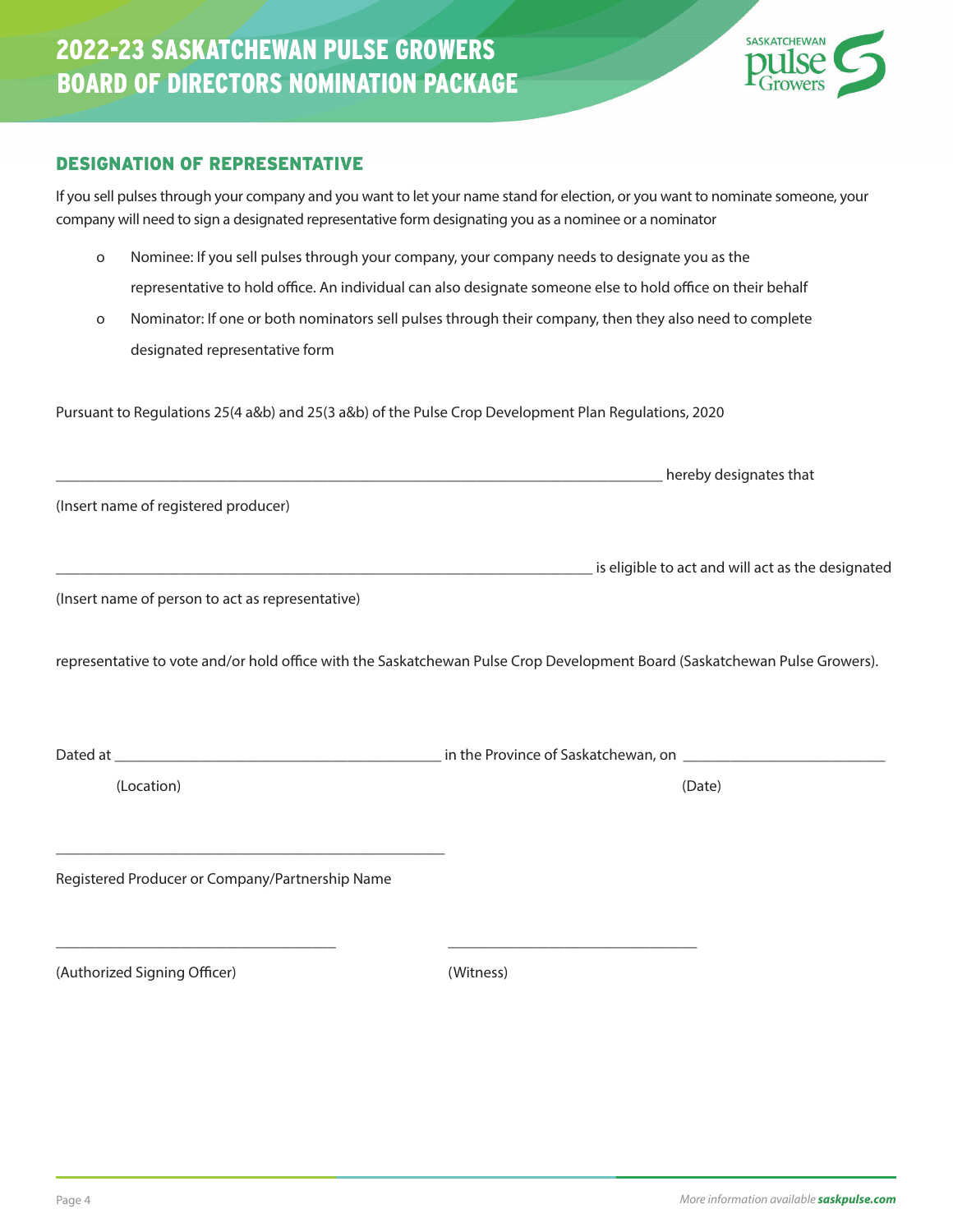# 2022-23 SASKATCHEWAN PULSE GROWERS BOARD OF DIRECTORS NOMINATION PACKAGE

## DESIGNATION OF REPRESENTATIVE

If you sell pulses through your company and you want to let your name stand for election, or you want to nominate someone, your company will need to sign a designated representative form designating you as a nominee or a nominator

- Nominee: If you sell pulses through your company, your company needs to designate you as the representative to hold office. An individual can also designate someone else to hold office on their behalf
- Nominator: If one or both nominators sell pulses through their company, then they also need to complete designated representative form

Pursuant to Regulations 25(4 a&b) and 25(3 a&b) of the Pulse Crop Development Plan Regulations, 2020

_______________________________________________________________________________ hereby designates that

(Insert name of registered producer)

_______________________________________________________________________ is eligible to act and will act as the designated

(Insert name of person to act as representative)

representative to vote and/or hold office with the Saskatchewan Pulse Crop Development Board (Saskatchewan Pulse Growers).

Dated at __________________________________________ in the Province of Saskatchewan, on __________________________

(Location) (Date)

____________________________________________________

Registered Producer or Company/Partnership Name

_____________________________________ _________________________________

(Authorized Signing Officer) (Witness)

*More information available* ***saskpulse.com***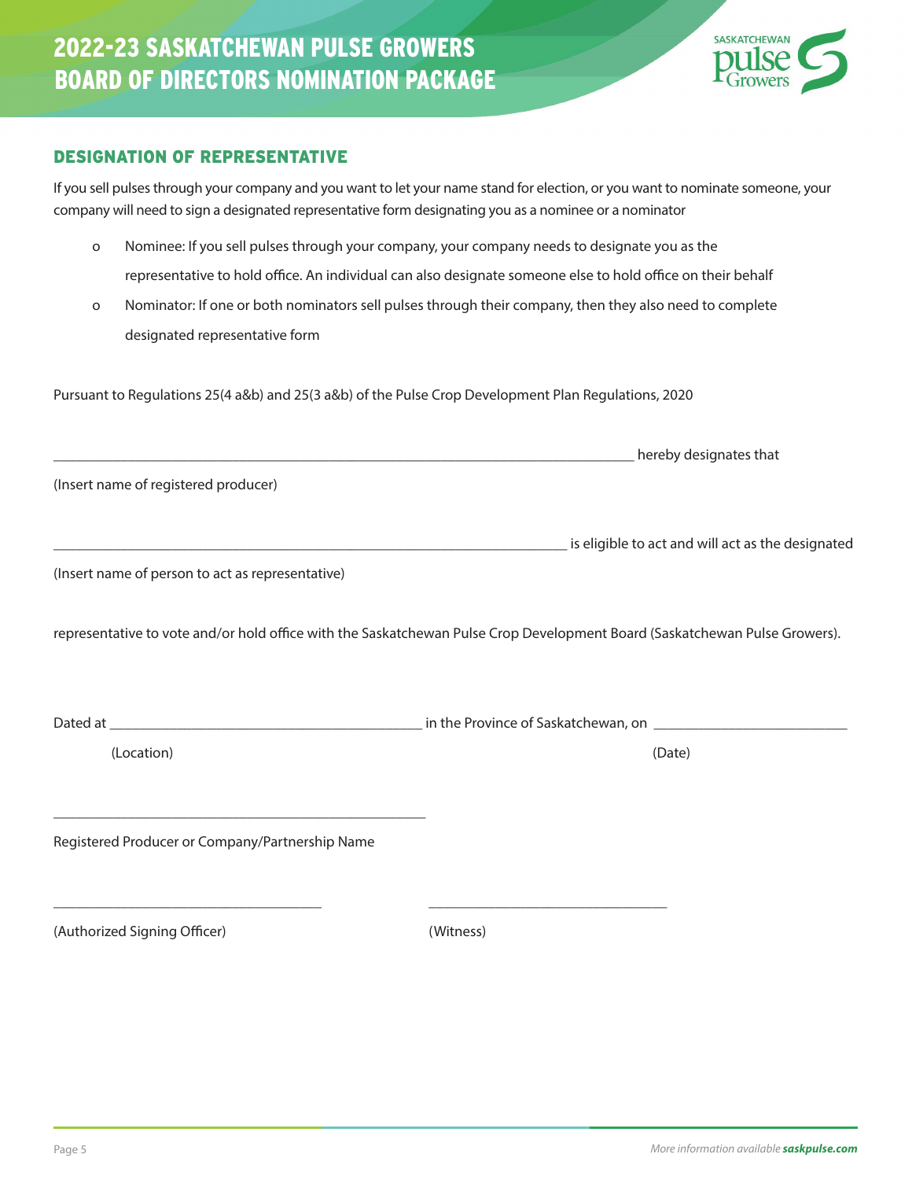# 2022-23 SASKATCHEWAN PULSE GROWERS BOARD OF DIRECTORS NOMINATION PACKAGE

## DESIGNATION OF REPRESENTATIVE

If you sell pulses through your company and you want to let your name stand for election, or you want to nominate someone, your company will need to sign a designated representative form designating you as a nominee or a nominator

- Nominee: If you sell pulses through your company, your company needs to designate you as the representative to hold office. An individual can also designate someone else to hold office on their behalf
- Nominator: If one or both nominators sell pulses through their company, then they also need to complete designated representative form

Pursuant to Regulations 25(4 a&b) and 25(3 a&b) of the Pulse Crop Development Plan Regulations, 2020

_______________________________________________ hereby designates that
(Insert name of registered producer)

_______________________________________________ is eligible to act and will act as the designated
(Insert name of person to act as representative)

representative to vote and/or hold office with the Saskatchewan Pulse Crop Development Board (Saskatchewan Pulse Growers).

Dated at _______________________________ in the Province of Saskatchewan, on ____________________
(Location) (Date)

_______________________________________
Registered Producer or Company/Partnership Name

___________________________ ___________________________
(Authorized Signing Officer) (Witness)

More information available **saskpulse.com**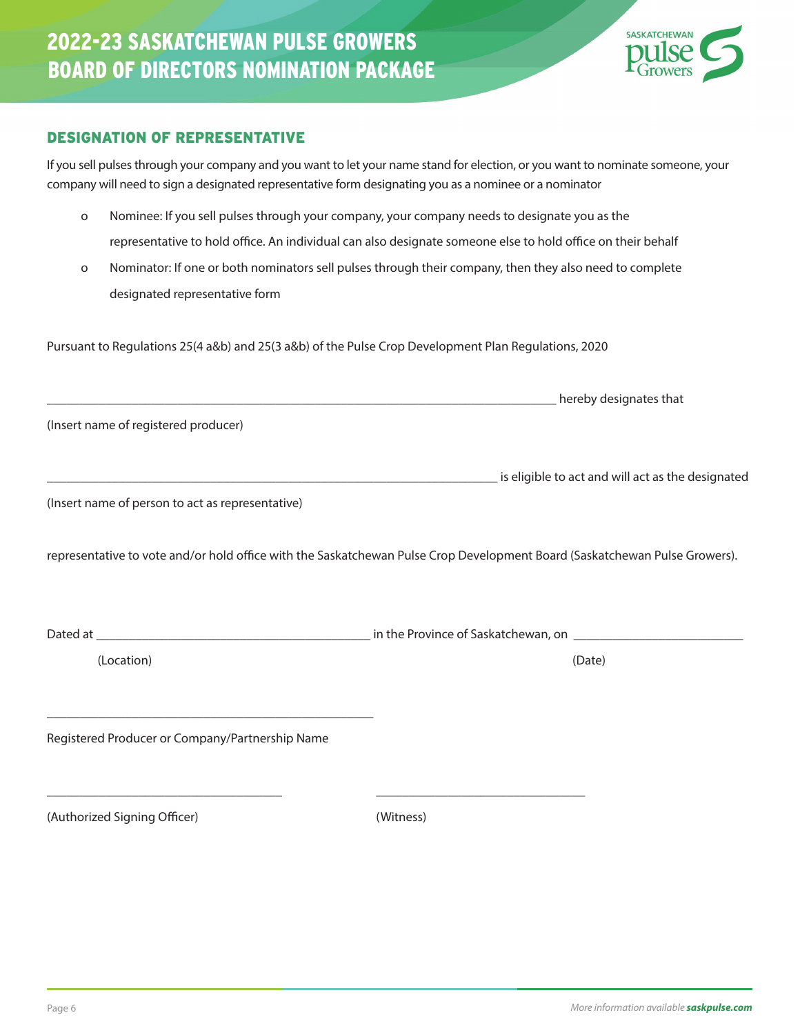# 2022-23 SASKATCHEWAN PULSE GROWERS BOARD OF DIRECTORS NOMINATION PACKAGE

## DESIGNATION OF REPRESENTATIVE

If you sell pulses through your company and you want to let your name stand for election, or you want to nominate someone, your company will need to sign a designated representative form designating you as a nominee or a nominator

- Nominee: If you sell pulses through your company, your company needs to designate you as the representative to hold office. An individual can also designate someone else to hold office on their behalf
- Nominator: If one or both nominators sell pulses through their company, then they also need to complete designated representative form

Pursuant to Regulations 25(4 a&b) and 25(3 a&b) of the Pulse Crop Development Plan Regulations, 2020

_______________________________________________________________________________ hereby designates that

(Insert name of registered producer)

_________________________________________________________________________ is eligible to act and will act as the designated

(Insert name of person to act as representative)

representative to vote and/or hold office with the Saskatchewan Pulse Crop Development Board (Saskatchewan Pulse Growers).

Dated at ___________________________________________ in the Province of Saskatchewan, on ___________________________

(Location) (Date)

_____________________________________________________

Registered Producer or Company/Partnership Name

_____________________________________ _________________________________

(Authorized Signing Officer) (Witness)